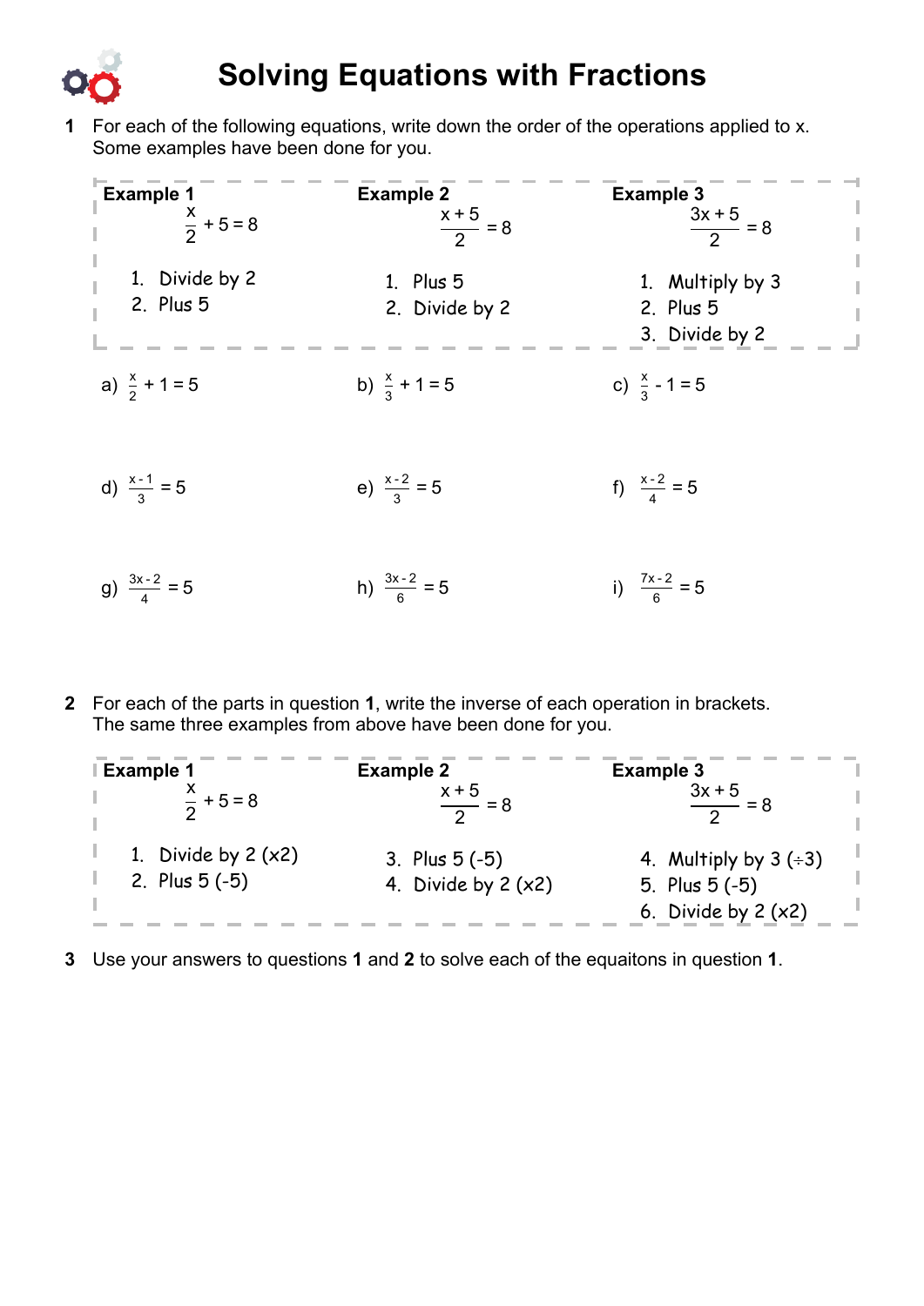# Solving Equations with Fractions

**1** For each of the following equations, write down the order of the operations applied to x. Some examples have been done for you.

**Example 1**

$$\frac{x}{2} + 5 = 8$$

1. Divide by 2
2. Plus 5

**Example 2**

$$\frac{x + 5}{2} = 8$$

1. Plus 5
2. Divide by 2

**Example 3**

$$\frac{3x + 5}{2} = 8$$

1. Multiply by 3
2. Plus 5
3. Divide by 2

a) $\frac{x}{2} + 1 = 5$

b) $\frac{x}{3} + 1 = 5$

c) $\frac{x}{3} - 1 = 5$

d) $\frac{x - 1}{3} = 5$

e) $\frac{x - 2}{3} = 5$

f) $\frac{x - 2}{4} = 5$

g) $\frac{3x - 2}{4} = 5$

h) $\frac{3x - 2}{6} = 5$

i) $\frac{7x - 2}{6} = 5$

**2** For each of the parts in question **1**, write the inverse of each operation in brackets. The same three examples from above have been done for you.

**Example 1**

$$\frac{x}{2} + 5 = 8$$

1. Divide by 2 (x2)
2. Plus 5 (-5)

**Example 2**

$$\frac{x + 5}{2} = 8$$

3. Plus 5 (-5)
4. Divide by 2 (x2)

**Example 3**

$$\frac{3x + 5}{2} = 8$$

4. Multiply by 3 (÷3)
5. Plus 5 (-5)
6. Divide by 2 (x2)

**3** Use your answers to questions **1** and **2** to solve each of the equaitons in question **1**.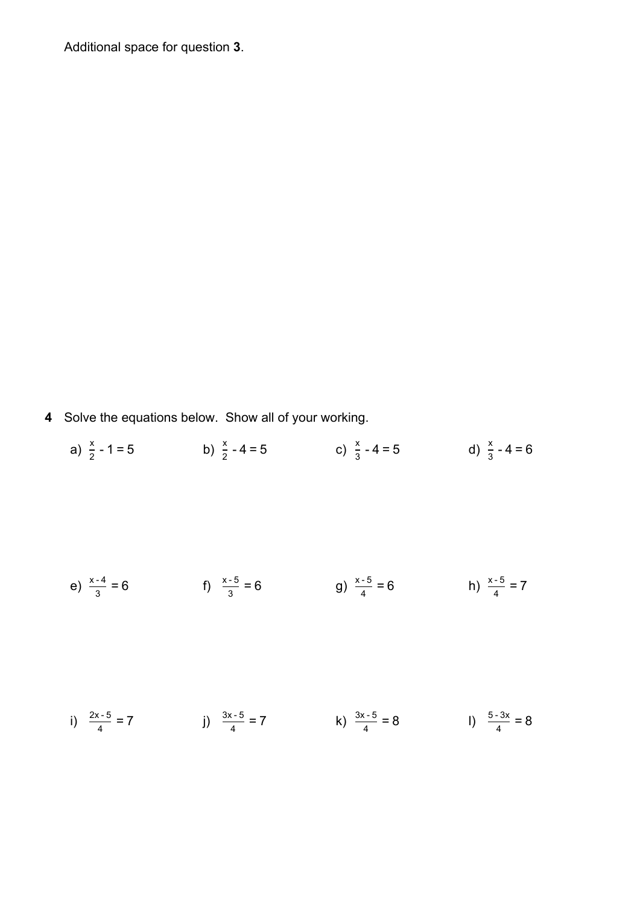Additional space for question **3**.

**4** Solve the equations below. Show all of your working.

a) $\frac{x}{2} - 1 = 5$

b) $\frac{x}{2} - 4 = 5$

c) $\frac{x}{3} - 4 = 5$

d) $\frac{x}{3} - 4 = 6$

e) $\frac{x - 4}{3} = 6$

f) $\frac{x - 5}{3} = 6$

g) $\frac{x - 5}{4} = 6$

h) $\frac{x - 5}{4} = 7$

i) $\frac{2x - 5}{4} = 7$

j) $\frac{3x - 5}{4} = 7$

k) $\frac{3x - 5}{4} = 8$

l) $\frac{5 - 3x}{4} = 8$